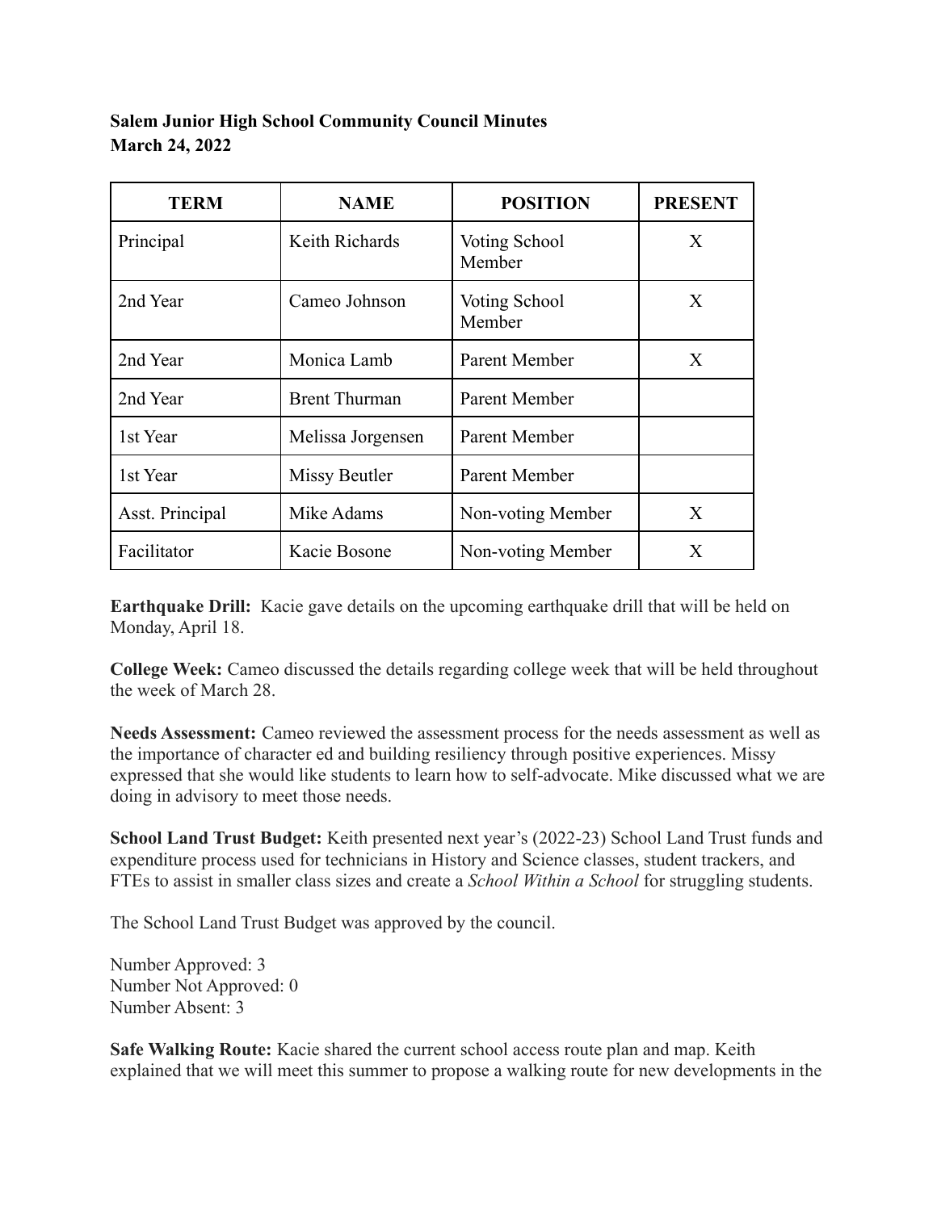**Salem Junior High School Community Council Minutes**
**March 24, 2022**

| TERM | NAME | POSITION | PRESENT |
|---|---|---|---|
| Principal | Keith Richards | Voting School Member | X |
| 2nd Year | Cameo Johnson | Voting School Member | X |
| 2nd Year | Monica Lamb | Parent Member | X |
| 2nd Year | Brent Thurman | Parent Member | |
| 1st Year | Melissa Jorgensen | Parent Member | |
| 1st Year | Missy Beutler | Parent Member | |
| Asst. Principal | Mike Adams | Non-voting Member | X |
| Facilitator | Kacie Bosone | Non-voting Member | X |

**Earthquake Drill:** Kacie gave details on the upcoming earthquake drill that will be held on Monday, April 18.

**College Week:** Cameo discussed the details regarding college week that will be held throughout the week of March 28.

**Needs Assessment:** Cameo reviewed the assessment process for the needs assessment as well as the importance of character ed and building resiliency through positive experiences. Missy expressed that she would like students to learn how to self-advocate. Mike discussed what we are doing in advisory to meet those needs.

**School Land Trust Budget:** Keith presented next year's (2022-23) School Land Trust funds and expenditure process used for technicians in History and Science classes, student trackers, and FTEs to assist in smaller class sizes and create a *School Within a School* for struggling students.

The School Land Trust Budget was approved by the council.

Number Approved: 3
Number Not Approved: 0
Number Absent: 3

**Safe Walking Route:** Kacie shared the current school access route plan and map. Keith explained that we will meet this summer to propose a walking route for new developments in the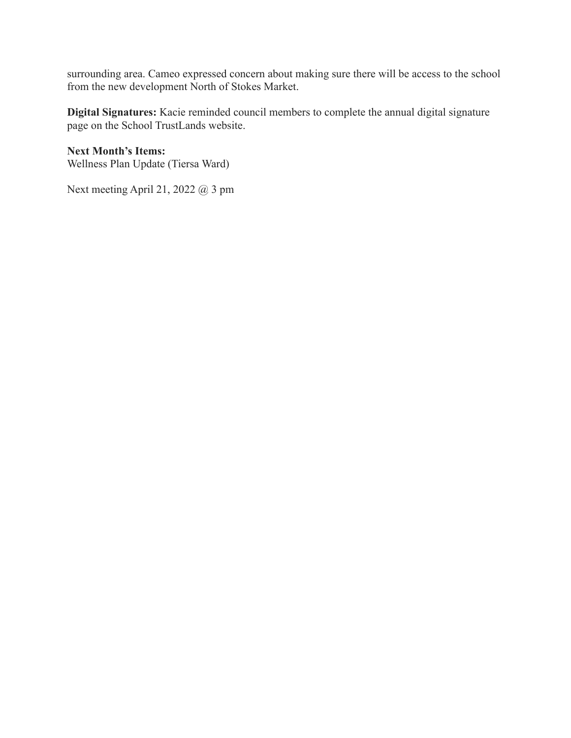surrounding area. Cameo expressed concern about making sure there will be access to the school from the new development North of Stokes Market.

**Digital Signatures:** Kacie reminded council members to complete the annual digital signature page on the School TrustLands website.

**Next Month's Items:**
Wellness Plan Update (Tiersa Ward)

Next meeting April 21, 2022 @ 3 pm